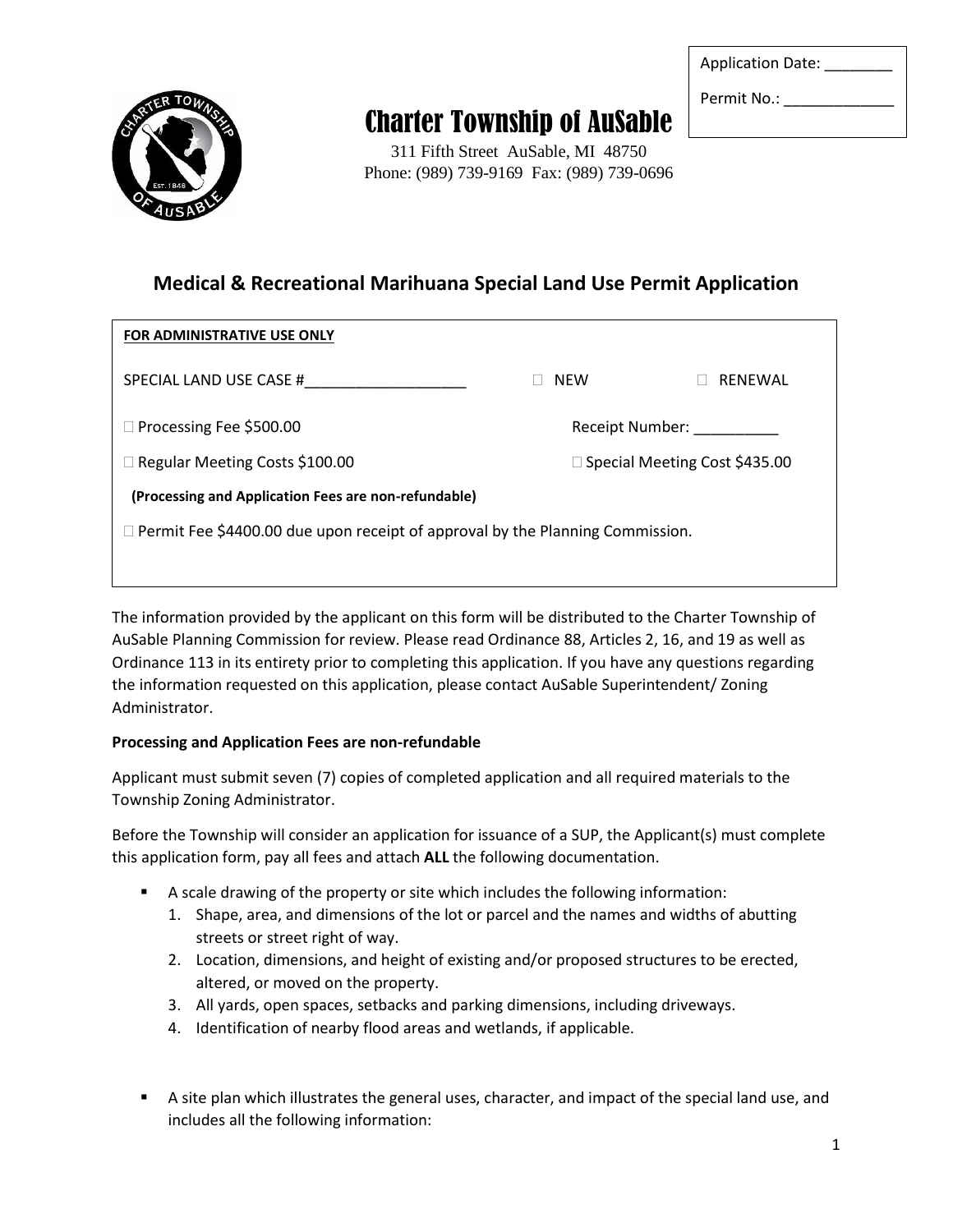Application Date: ________

Permit No.: ____________

# Charter Township of AuSable

311 Fifth Street AuSable, MI 48750
Phone: (989) 739-9169 Fax: (989) 739-0696

## Medical & Recreational Marihuana Special Land Use Permit Application

**FOR ADMINISTRATIVE USE ONLY**

SPECIAL LAND USE CASE #___________________ ☐ NEW ☐ RENEWAL

☐ Processing Fee $500.00 Receipt Number: __________

☐ Regular Meeting Costs $100.00 ☐ Special Meeting Cost $435.00

**(Processing and Application Fees are non-refundable)**

☐ Permit Fee $4400.00 due upon receipt of approval by the Planning Commission.

The information provided by the applicant on this form will be distributed to the Charter Township of AuSable Planning Commission for review. Please read Ordinance 88, Articles 2, 16, and 19 as well as Ordinance 113 in its entirety prior to completing this application. If you have any questions regarding the information requested on this application, please contact AuSable Superintendent/ Zoning Administrator.

**Processing and Application Fees are non-refundable**

Applicant must submit seven (7) copies of completed application and all required materials to the Township Zoning Administrator.

Before the Township will consider an application for issuance of a SUP, the Applicant(s) must complete this application form, pay all fees and attach **ALL** the following documentation.

- A scale drawing of the property or site which includes the following information:
  1. Shape, area, and dimensions of the lot or parcel and the names and widths of abutting streets or street right of way.
  2. Location, dimensions, and height of existing and/or proposed structures to be erected, altered, or moved on the property.
  3. All yards, open spaces, setbacks and parking dimensions, including driveways.
  4. Identification of nearby flood areas and wetlands, if applicable.

- A site plan which illustrates the general uses, character, and impact of the special land use, and includes all the following information: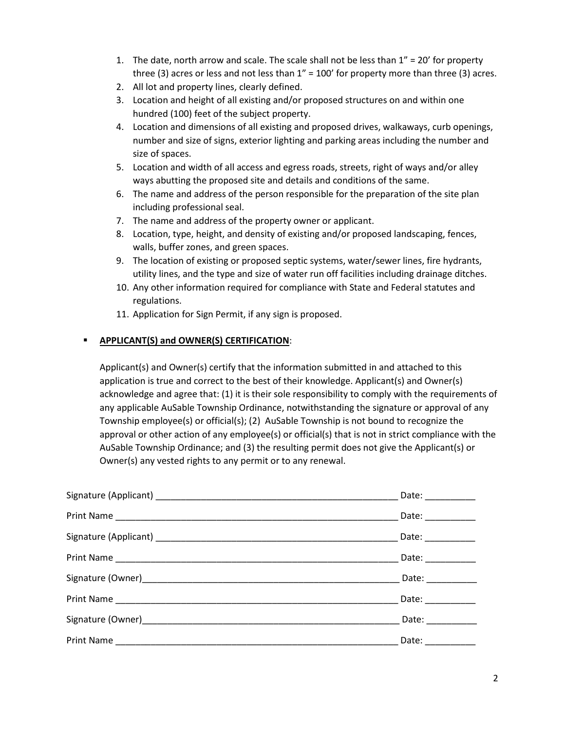1. The date, north arrow and scale. The scale shall not be less than 1" = 20' for property three (3) acres or less and not less than 1" = 100' for property more than three (3) acres.
2. All lot and property lines, clearly defined.
3. Location and height of all existing and/or proposed structures on and within one hundred (100) feet of the subject property.
4. Location and dimensions of all existing and proposed drives, walkaways, curb openings, number and size of signs, exterior lighting and parking areas including the number and size of spaces.
5. Location and width of all access and egress roads, streets, right of ways and/or alley ways abutting the proposed site and details and conditions of the same.
6. The name and address of the person responsible for the preparation of the site plan including professional seal.
7. The name and address of the property owner or applicant.
8. Location, type, height, and density of existing and/or proposed landscaping, fences, walls, buffer zones, and green spaces.
9. The location of existing or proposed septic systems, water/sewer lines, fire hydrants, utility lines, and the type and size of water run off facilities including drainage ditches.
10. Any other information required for compliance with State and Federal statutes and regulations.
11. Application for Sign Permit, if any sign is proposed.

- **APPLICANT(S) and OWNER(S) CERTIFICATION**:

  Applicant(s) and Owner(s) certify that the information submitted in and attached to this application is true and correct to the best of their knowledge. Applicant(s) and Owner(s) acknowledge and agree that: (1) it is their sole responsibility to comply with the requirements of any applicable AuSable Township Ordinance, notwithstanding the signature or approval of any Township employee(s) or official(s); (2) AuSable Township is not bound to recognize the approval or other action of any employee(s) or official(s) that is not in strict compliance with the AuSable Township Ordinance; and (3) the resulting permit does not give the Applicant(s) or Owner(s) any vested rights to any permit or to any renewal.

Signature (Applicant) __________________________________________________ Date: __________

Print Name ________________________________________________________ Date: __________

Signature (Applicant) __________________________________________________ Date: __________

Print Name ________________________________________________________ Date: __________

Signature (Owner)______________________________________________________ Date: __________

Print Name ________________________________________________________ Date: __________

Signature (Owner)______________________________________________________ Date: __________

Print Name ________________________________________________________ Date: __________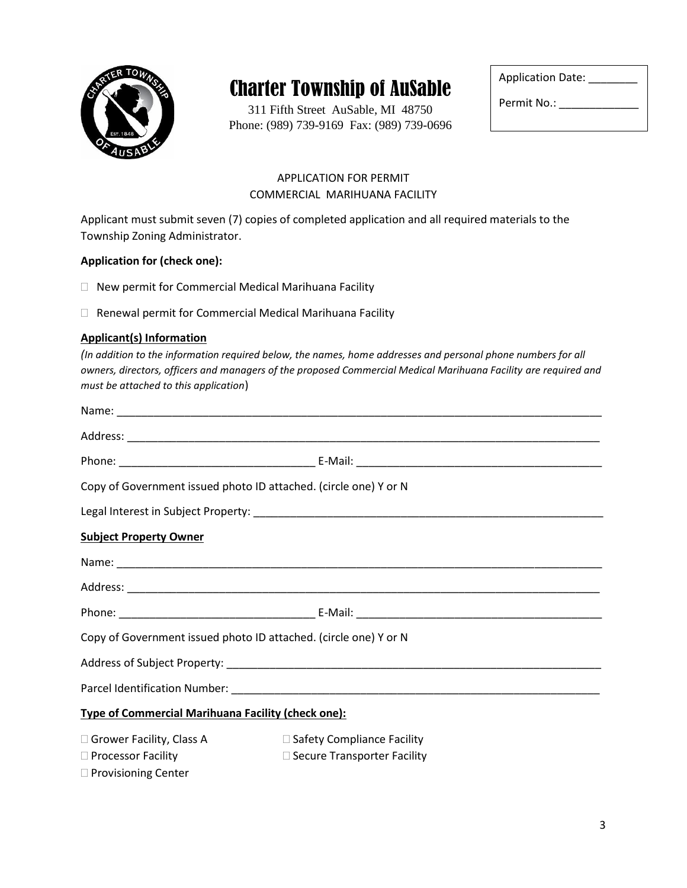# Charter Township of AuSable

311 Fifth Street AuSable, MI 48750
Phone: (989) 739-9169 Fax: (989) 739-0696

Application Date: ________

Permit No.: _____________

APPLICATION FOR PERMIT
COMMERCIAL MARIHUANA FACILITY

Applicant must submit seven (7) copies of completed application and all required materials to the Township Zoning Administrator.

**Application for (check one):**

☐ New permit for Commercial Medical Marihuana Facility

☐ Renewal permit for Commercial Medical Marihuana Facility

**Applicant(s) Information**

*(In addition to the information required below, the names, home addresses and personal phone numbers for all owners, directors, officers and managers of the proposed Commercial Medical Marihuana Facility are required and must be attached to this application*)

Name: ___________________________________________________________________________

Address: _________________________________________________________________________

Phone: ________________________________ E-Mail: ________________________________________

Copy of Government issued photo ID attached. (circle one) Y or N

Legal Interest in Subject Property: _________________________________________________________

**Subject Property Owner**

Name: ___________________________________________________________________________

Address: _________________________________________________________________________

Phone: ________________________________ E-Mail: ________________________________________

Copy of Government issued photo ID attached. (circle one) Y or N

Address of Subject Property: ______________________________________________________________

Parcel Identification Number: ______________________________________________________________

**Type of Commercial Marihuana Facility (check one):**

☐ Grower Facility, Class A

☐ Processor Facility

☐ Provisioning Center

☐ Safety Compliance Facility

☐ Secure Transporter Facility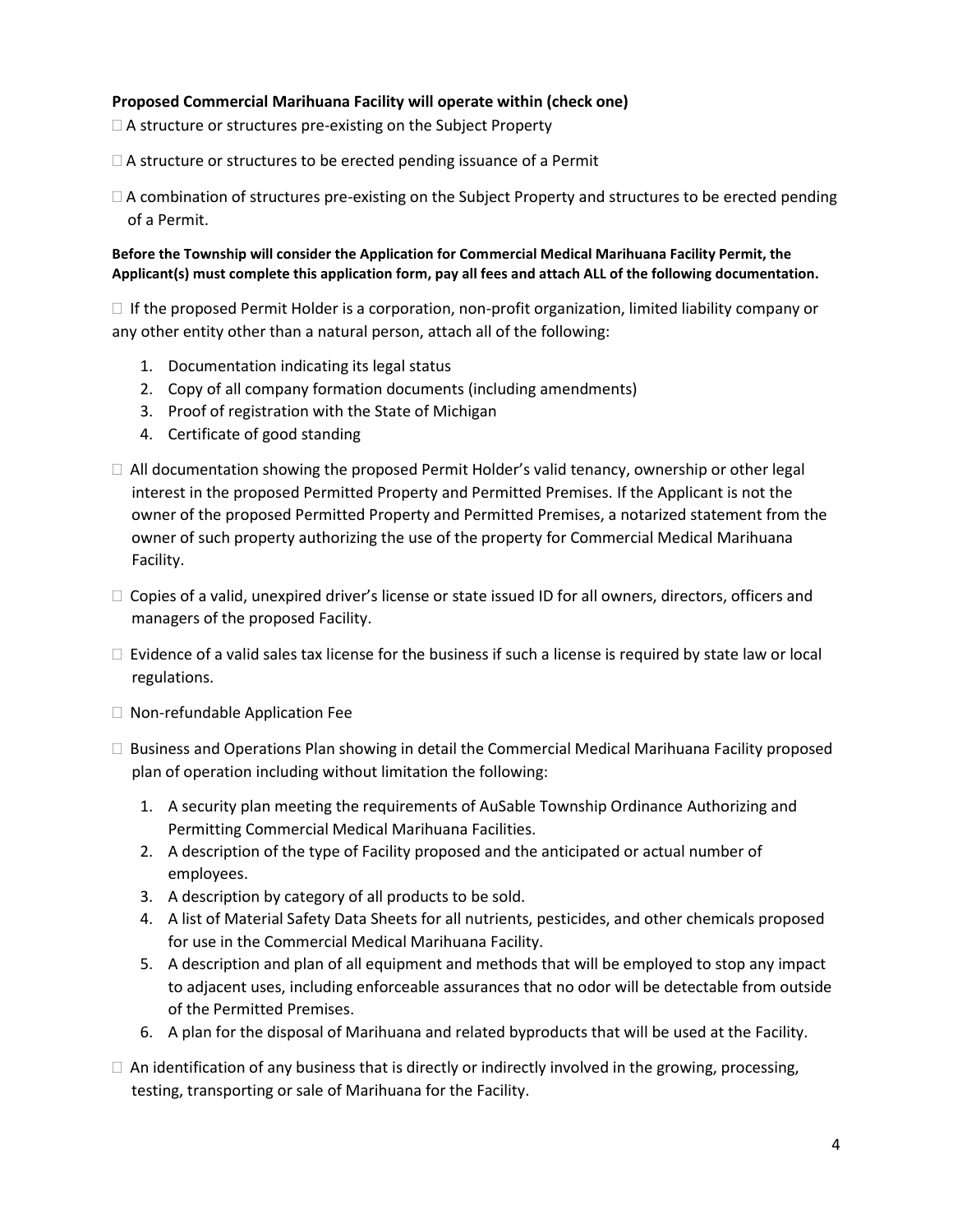**Proposed Commercial Marihuana Facility will operate within (check one)**

☐ A structure or structures pre-existing on the Subject Property

☐ A structure or structures to be erected pending issuance of a Permit

☐ A combination of structures pre-existing on the Subject Property and structures to be erected pending of a Permit.

**Before the Township will consider the Application for Commercial Medical Marihuana Facility Permit, the Applicant(s) must complete this application form, pay all fees and attach ALL of the following documentation.**

☐ If the proposed Permit Holder is a corporation, non-profit organization, limited liability company or any other entity other than a natural person, attach all of the following:

1. Documentation indicating its legal status
2. Copy of all company formation documents (including amendments)
3. Proof of registration with the State of Michigan
4. Certificate of good standing

☐ All documentation showing the proposed Permit Holder's valid tenancy, ownership or other legal interest in the proposed Permitted Property and Permitted Premises. If the Applicant is not the owner of the proposed Permitted Property and Permitted Premises, a notarized statement from the owner of such property authorizing the use of the property for Commercial Medical Marihuana Facility.

☐ Copies of a valid, unexpired driver's license or state issued ID for all owners, directors, officers and managers of the proposed Facility.

☐ Evidence of a valid sales tax license for the business if such a license is required by state law or local regulations.

☐ Non-refundable Application Fee

☐ Business and Operations Plan showing in detail the Commercial Medical Marihuana Facility proposed plan of operation including without limitation the following:

1. A security plan meeting the requirements of AuSable Township Ordinance Authorizing and Permitting Commercial Medical Marihuana Facilities.
2. A description of the type of Facility proposed and the anticipated or actual number of employees.
3. A description by category of all products to be sold.
4. A list of Material Safety Data Sheets for all nutrients, pesticides, and other chemicals proposed for use in the Commercial Medical Marihuana Facility.
5. A description and plan of all equipment and methods that will be employed to stop any impact to adjacent uses, including enforceable assurances that no odor will be detectable from outside of the Permitted Premises.
6. A plan for the disposal of Marihuana and related byproducts that will be used at the Facility.

☐ An identification of any business that is directly or indirectly involved in the growing, processing, testing, transporting or sale of Marihuana for the Facility.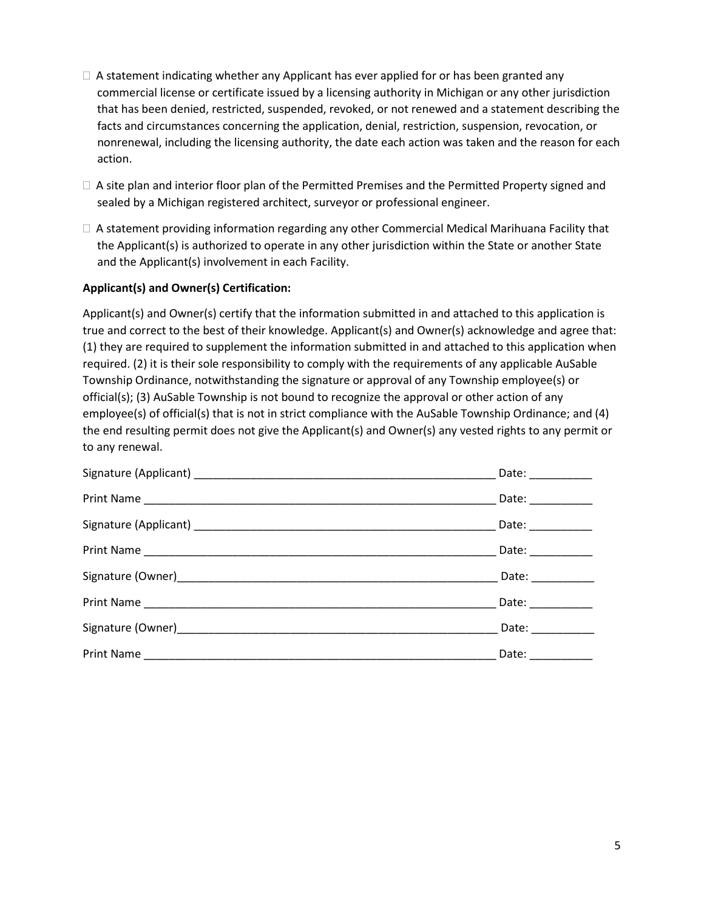- ☐ A statement indicating whether any Applicant has ever applied for or has been granted any commercial license or certificate issued by a licensing authority in Michigan or any other jurisdiction that has been denied, restricted, suspended, revoked, or not renewed and a statement describing the facts and circumstances concerning the application, denial, restriction, suspension, revocation, or nonrenewal, including the licensing authority, the date each action was taken and the reason for each action.
- ☐ A site plan and interior floor plan of the Permitted Premises and the Permitted Property signed and sealed by a Michigan registered architect, surveyor or professional engineer.
- ☐ A statement providing information regarding any other Commercial Medical Marihuana Facility that the Applicant(s) is authorized to operate in any other jurisdiction within the State or another State and the Applicant(s) involvement in each Facility.

**Applicant(s) and Owner(s) Certification:**

Applicant(s) and Owner(s) certify that the information submitted in and attached to this application is true and correct to the best of their knowledge. Applicant(s) and Owner(s) acknowledge and agree that: (1) they are required to supplement the information submitted in and attached to this application when required. (2) it is their sole responsibility to comply with the requirements of any applicable AuSable Township Ordinance, notwithstanding the signature or approval of any Township employee(s) or official(s); (3) AuSable Township is not bound to recognize the approval or other action of any employee(s) of official(s) that is not in strict compliance with the AuSable Township Ordinance; and (4) the end resulting permit does not give the Applicant(s) and Owner(s) any vested rights to any permit or to any renewal.

Signature (Applicant) ________________________________________________ Date: __________

Print Name ________________________________________________________ Date: __________

Signature (Applicant) ________________________________________________ Date: __________

Print Name ________________________________________________________ Date: __________

Signature (Owner)____________________________________________________ Date: __________

Print Name ________________________________________________________ Date: __________

Signature (Owner)____________________________________________________ Date: __________

Print Name ________________________________________________________ Date: __________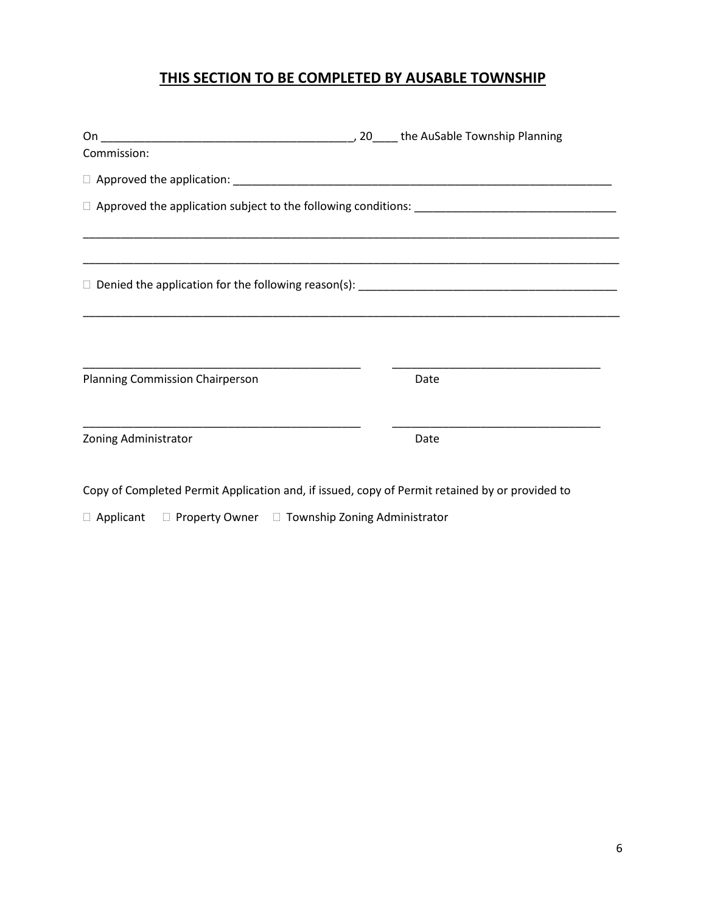## THIS SECTION TO BE COMPLETED BY AUSABLE TOWNSHIP

On ________________________________________, 20____ the AuSable Township Planning Commission:

☐ Approved the application: _______________________________________________________________

☐ Approved the application subject to the following conditions: _________________________________

_____________________________________________________________________________________________

_____________________________________________________________________________________________

☐ Denied the application for the following reason(s): ___________________________________________

_____________________________________________________________________________________________

______________________________________________ ______________________________________

Planning Commission Chairperson Date

______________________________________________ ______________________________________

Zoning Administrator Date

Copy of Completed Permit Application and, if issued, copy of Permit retained by or provided to

☐ Applicant ☐ Property Owner ☐ Township Zoning Administrator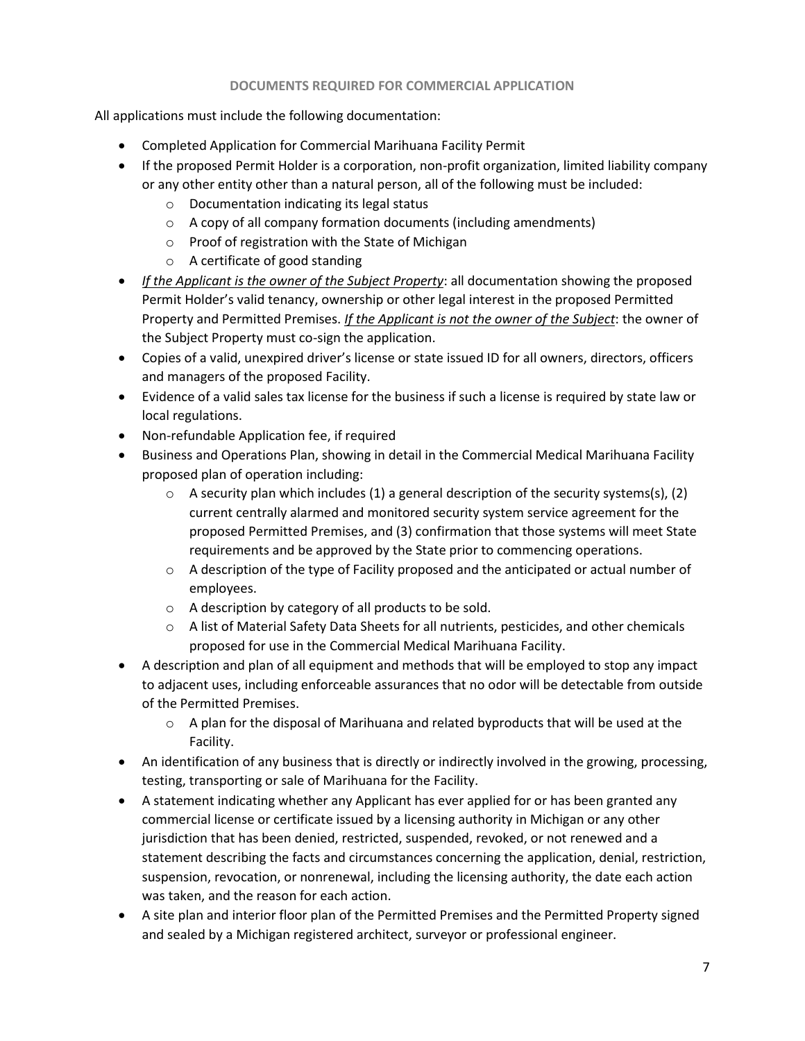## DOCUMENTS REQUIRED FOR COMMERCIAL APPLICATION

All applications must include the following documentation:

- Completed Application for Commercial Marihuana Facility Permit
- If the proposed Permit Holder is a corporation, non-profit organization, limited liability company or any other entity other than a natural person, all of the following must be included:
    - Documentation indicating its legal status
    - A copy of all company formation documents (including amendments)
    - Proof of registration with the State of Michigan
    - A certificate of good standing
- *__If the Applicant is the owner of the Subject Property__*: all documentation showing the proposed Permit Holder's valid tenancy, ownership or other legal interest in the proposed Permitted Property and Permitted Premises. *__If the Applicant is not the owner of the Subject__*: the owner of the Subject Property must co-sign the application.
- Copies of a valid, unexpired driver's license or state issued ID for all owners, directors, officers and managers of the proposed Facility.
- Evidence of a valid sales tax license for the business if such a license is required by state law or local regulations.
- Non-refundable Application fee, if required
- Business and Operations Plan, showing in detail in the Commercial Medical Marihuana Facility proposed plan of operation including:
    - A security plan which includes (1) a general description of the security systems(s), (2) current centrally alarmed and monitored security system service agreement for the proposed Permitted Premises, and (3) confirmation that those systems will meet State requirements and be approved by the State prior to commencing operations.
    - A description of the type of Facility proposed and the anticipated or actual number of employees.
    - A description by category of all products to be sold.
    - A list of Material Safety Data Sheets for all nutrients, pesticides, and other chemicals proposed for use in the Commercial Medical Marihuana Facility.
- A description and plan of all equipment and methods that will be employed to stop any impact to adjacent uses, including enforceable assurances that no odor will be detectable from outside of the Permitted Premises.
    - A plan for the disposal of Marihuana and related byproducts that will be used at the Facility.
- An identification of any business that is directly or indirectly involved in the growing, processing, testing, transporting or sale of Marihuana for the Facility.
- A statement indicating whether any Applicant has ever applied for or has been granted any commercial license or certificate issued by a licensing authority in Michigan or any other jurisdiction that has been denied, restricted, suspended, revoked, or not renewed and a statement describing the facts and circumstances concerning the application, denial, restriction, suspension, revocation, or nonrenewal, including the licensing authority, the date each action was taken, and the reason for each action.
- A site plan and interior floor plan of the Permitted Premises and the Permitted Property signed and sealed by a Michigan registered architect, surveyor or professional engineer.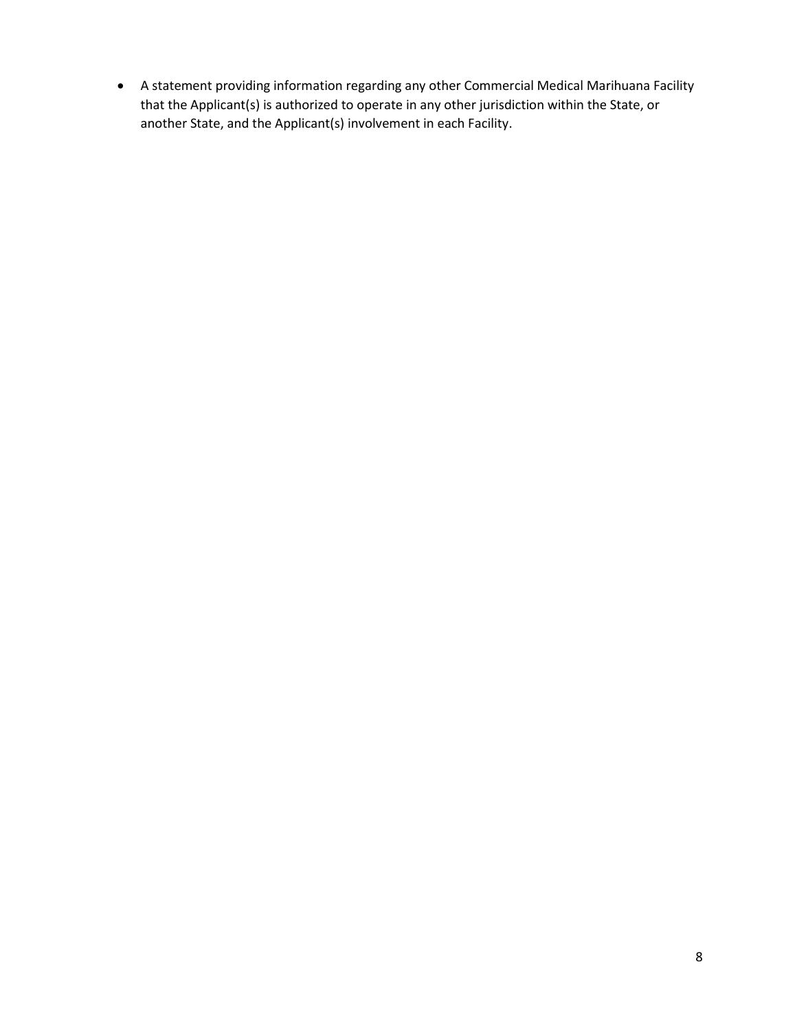- A statement providing information regarding any other Commercial Medical Marihuana Facility that the Applicant(s) is authorized to operate in any other jurisdiction within the State, or another State, and the Applicant(s) involvement in each Facility.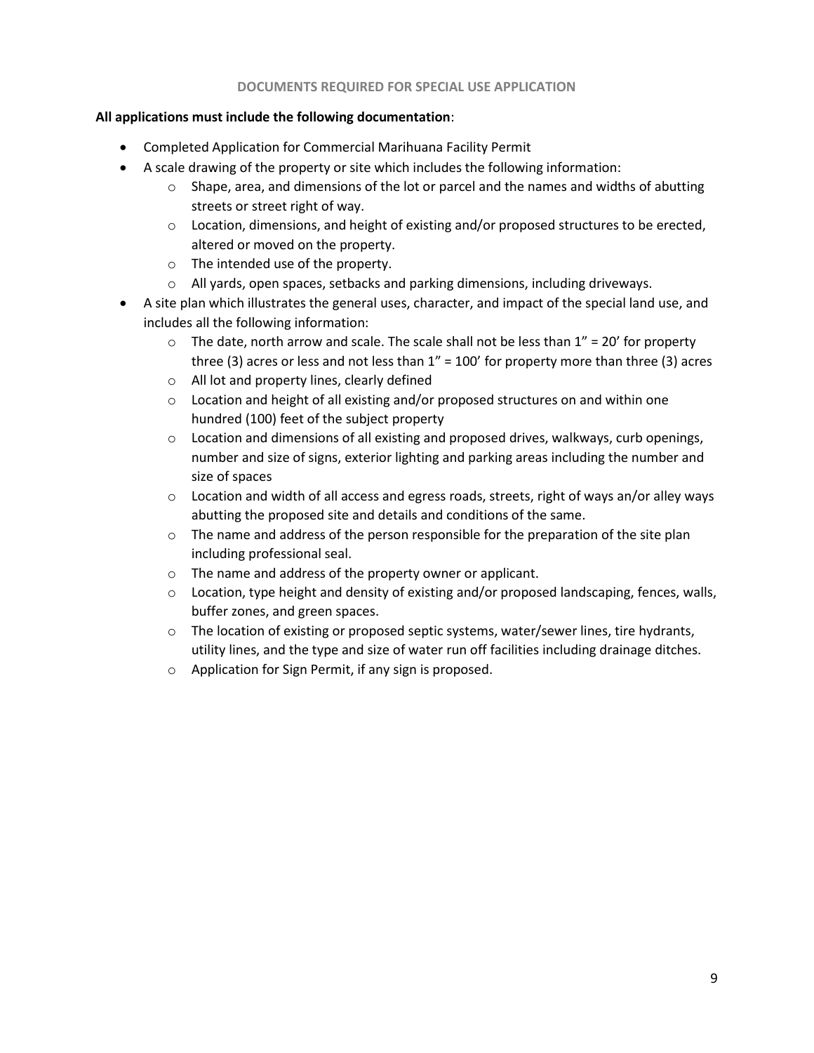## DOCUMENTS REQUIRED FOR SPECIAL USE APPLICATION

**All applications must include the following documentation**:

- Completed Application for Commercial Marihuana Facility Permit
- A scale drawing of the property or site which includes the following information:
  - Shape, area, and dimensions of the lot or parcel and the names and widths of abutting streets or street right of way.
  - Location, dimensions, and height of existing and/or proposed structures to be erected, altered or moved on the property.
  - The intended use of the property.
  - All yards, open spaces, setbacks and parking dimensions, including driveways.
- A site plan which illustrates the general uses, character, and impact of the special land use, and includes all the following information:
  - The date, north arrow and scale. The scale shall not be less than 1" = 20' for property three (3) acres or less and not less than 1" = 100' for property more than three (3) acres
  - All lot and property lines, clearly defined
  - Location and height of all existing and/or proposed structures on and within one hundred (100) feet of the subject property
  - Location and dimensions of all existing and proposed drives, walkways, curb openings, number and size of signs, exterior lighting and parking areas including the number and size of spaces
  - Location and width of all access and egress roads, streets, right of ways an/or alley ways abutting the proposed site and details and conditions of the same.
  - The name and address of the person responsible for the preparation of the site plan including professional seal.
  - The name and address of the property owner or applicant.
  - Location, type height and density of existing and/or proposed landscaping, fences, walls, buffer zones, and green spaces.
  - The location of existing or proposed septic systems, water/sewer lines, tire hydrants, utility lines, and the type and size of water run off facilities including drainage ditches.
  - Application for Sign Permit, if any sign is proposed.